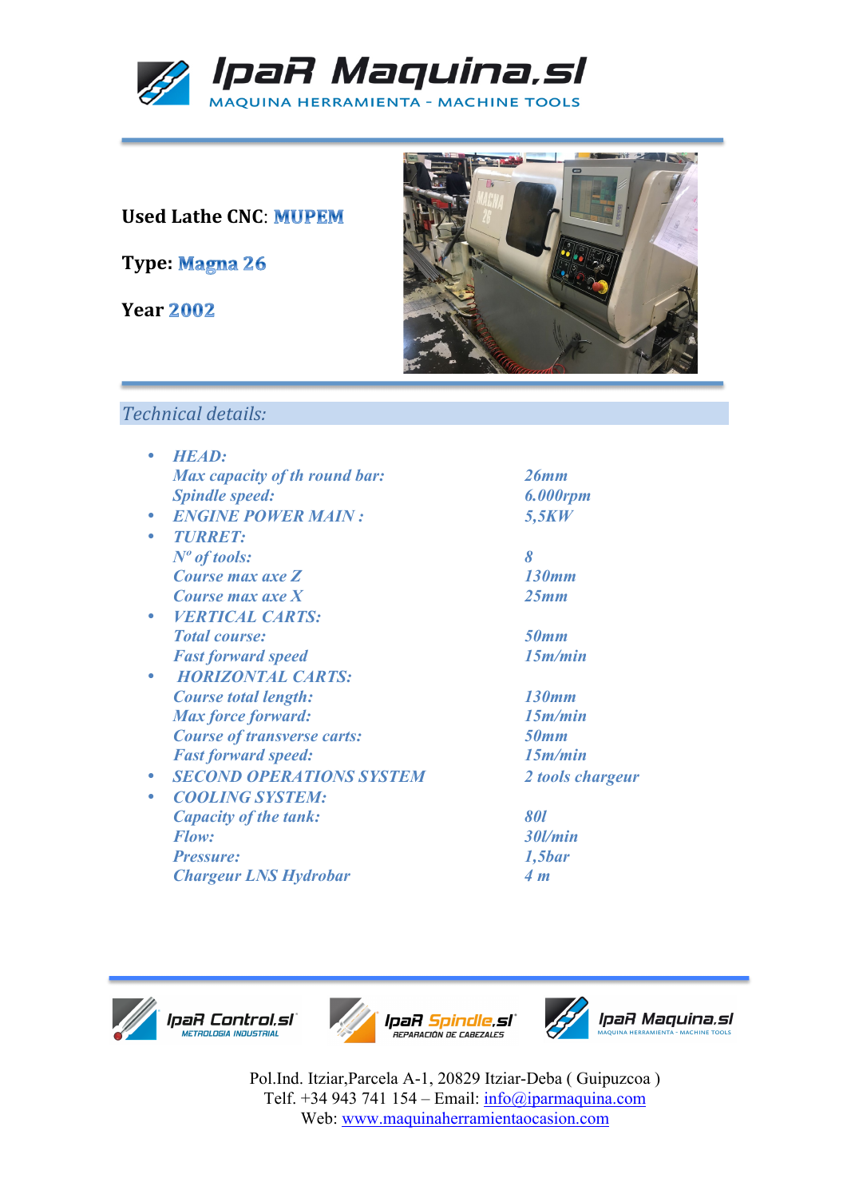# IpaR Maquina,sl

MAQUINA HERRAMIENTA - MACHINE TOOLS

**Used Lathe CNC**: **MUPEM**

**Type: Magna 26**

**Year 2002**

## *Technical details:*

- ***HEAD:***

| | |
|---|---|
| *Max capacity of th round bar:* | *26mm* |
| *Spindle speed:* | *6.000rpm* |

- ***ENGINE POWER MAIN :*** *5,5KW*
- ***TURRET:***

| | |
|---|---|
| *Nº of tools:* | *8* |
| *Course max axe Z* | *130mm* |
| *Course max axe X* | *25mm* |

- ***VERTICAL CARTS:***

| | |
|---|---|
| *Total course:* | *50mm* |
| *Fast forward speed* | *15m/min* |

- ***HORIZONTAL CARTS:***

| | |
|---|---|
| *Course total length:* | *130mm* |
| *Max force forward:* | *15m/min* |
| *Course of transverse carts:* | *50mm* |
| *Fast forward speed:* | *15m/min* |

- ***SECOND OPERATIONS SYSTEM*** *2 tools chargeur*
- ***COOLING SYSTEM:***

| | |
|---|---|
| *Capacity of the tank:* | *80l* |
| *Flow:* | *30l/min* |
| *Pressure:* | *1,5bar* |
| *Chargeur LNS Hydrobar* | *4 m* |

IpaR Control.sl — METROLOGIA INDUSTRIAL

IpaR Spindle.sl — REPARACION DE CABEZALES

IpaR Maquina.sl — MAQUINA HERRAMIENTA - MACHINE TOOLS

Pol.Ind. Itziar,Parcela A-1, 20829 Itziar-Deba ( Guipuzcoa )
Telf. +34 943 741 154 – Email: info@iparmaquina.com
Web: www.maquinaherramientaocasion.com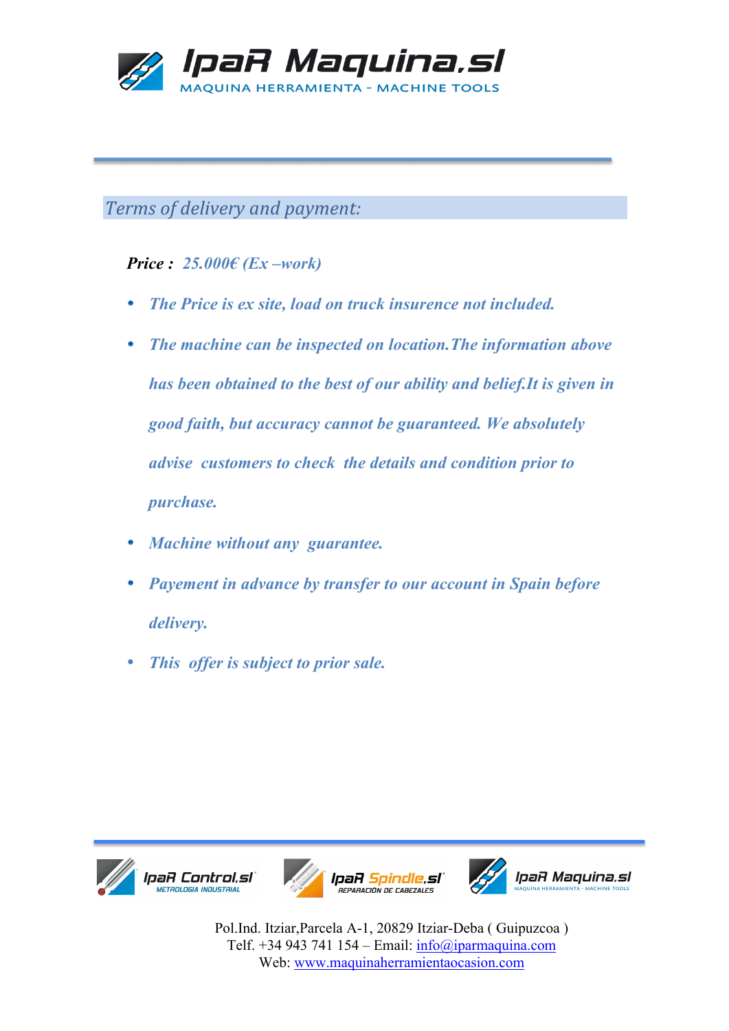# IpaR Maquina,sl

MAQUINA HERRAMIENTA - MACHINE TOOLS

## *Terms of delivery and payment:*

***Price :*** *25.000€ (Ex –work)*

- ***The Price is ex site, load on truck insurence not included.***
- ***The machine can be inspected on location.The information above has been obtained to the best of our ability and belief.It is given in good faith, but accuracy cannot be guaranteed. We absolutely advise customers to check the details and condition prior to purchase.***
- ***Machine without any guarantee.***
- ***Payement in advance by transfer to our account in Spain before delivery.***
- ***This offer is subject to prior sale.***

IpaR Control,sl – METROLOGIA INDUSTRIAL | IpaR Spindle,sl – REPARACION DE CABEZALES | IpaR Maquina,sl – MAQUINA HERRAMIENTA - MACHINE TOOLS

Pol.Ind. Itziar,Parcela A-1, 20829 Itziar-Deba ( Guipuzcoa )
Telf. +34 943 741 154 – Email: info@iparmaquina.com
Web: www.maquinaherramientaocasion.com